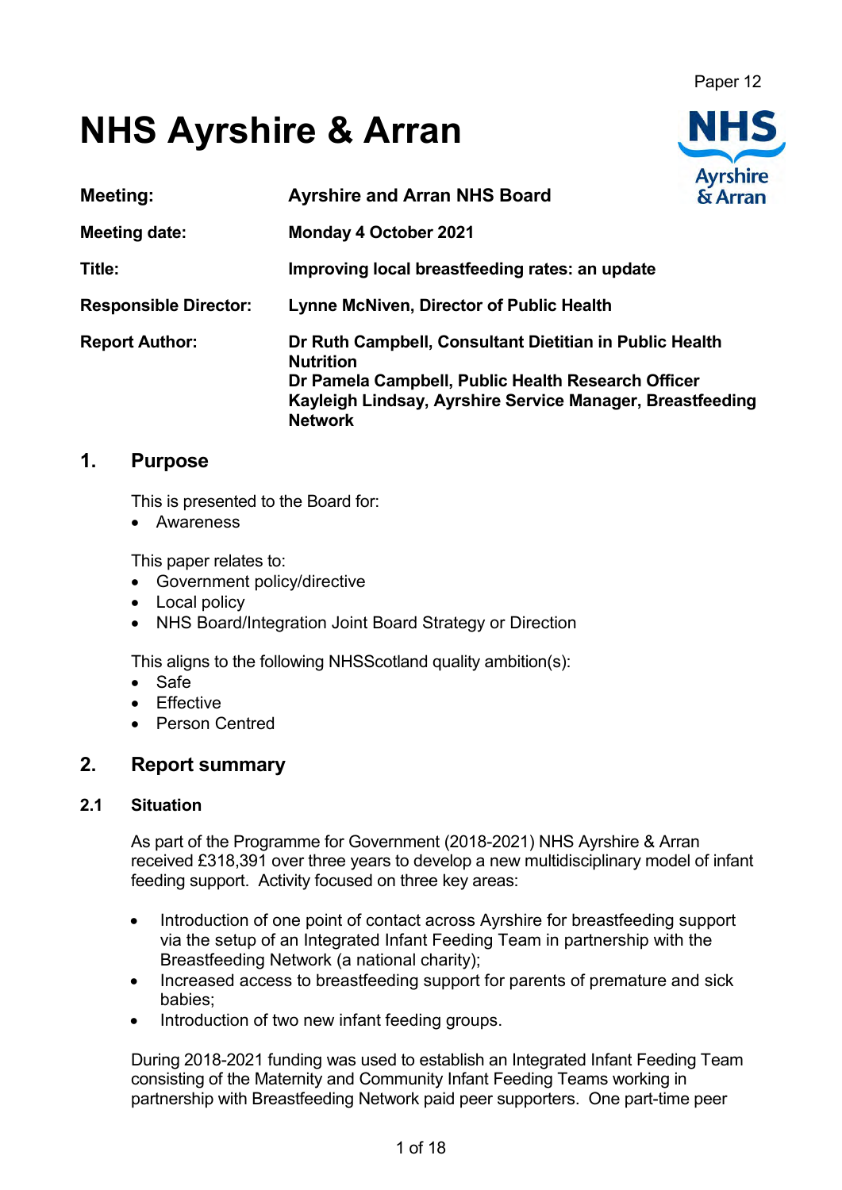Paper 12

# NHS Ayrshire & Arran

| | |
|---|---|
| **Meeting:** | **Ayrshire and Arran NHS Board** |
| **Meeting date:** | **Monday 4 October 2021** |
| **Title:** | **Improving local breastfeeding rates: an update** |
| **Responsible Director:** | **Lynne McNiven, Director of Public Health** |
| **Report Author:** | **Dr Ruth Campbell, Consultant Dietitian in Public Health Nutrition**<br>**Dr Pamela Campbell, Public Health Research Officer**<br>**Kayleigh Lindsay, Ayrshire Service Manager, Breastfeeding Network** |

## 1. Purpose

This is presented to the Board for:

- Awareness

This paper relates to:

- Government policy/directive
- Local policy
- NHS Board/Integration Joint Board Strategy or Direction

This aligns to the following NHSScotland quality ambition(s):

- Safe
- Effective
- Person Centred

## 2. Report summary

### 2.1 Situation

As part of the Programme for Government (2018-2021) NHS Ayrshire & Arran received £318,391 over three years to develop a new multidisciplinary model of infant feeding support. Activity focused on three key areas:

- Introduction of one point of contact across Ayrshire for breastfeeding support via the setup of an Integrated Infant Feeding Team in partnership with the Breastfeeding Network (a national charity);
- Increased access to breastfeeding support for parents of premature and sick babies;
- Introduction of two new infant feeding groups.

During 2018-2021 funding was used to establish an Integrated Infant Feeding Team consisting of the Maternity and Community Infant Feeding Teams working in partnership with Breastfeeding Network paid peer supporters. One part-time peer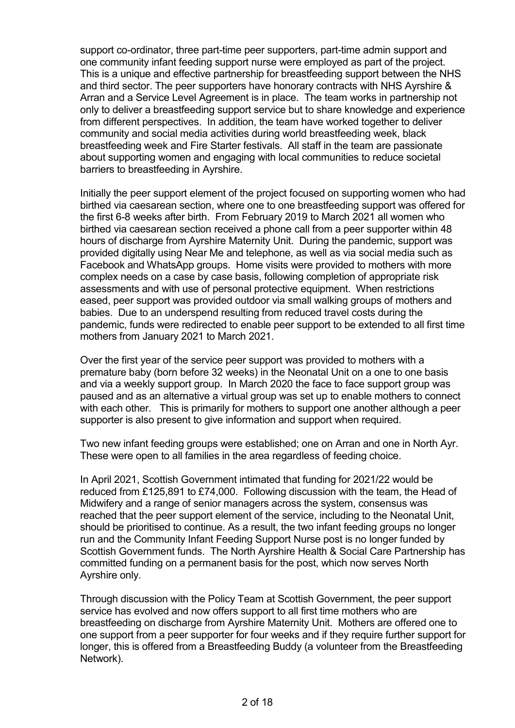support co-ordinator, three part-time peer supporters, part-time admin support and one community infant feeding support nurse were employed as part of the project. This is a unique and effective partnership for breastfeeding support between the NHS and third sector. The peer supporters have honorary contracts with NHS Ayrshire & Arran and a Service Level Agreement is in place. The team works in partnership not only to deliver a breastfeeding support service but to share knowledge and experience from different perspectives. In addition, the team have worked together to deliver community and social media activities during world breastfeeding week, black breastfeeding week and Fire Starter festivals. All staff in the team are passionate about supporting women and engaging with local communities to reduce societal barriers to breastfeeding in Ayrshire.

Initially the peer support element of the project focused on supporting women who had birthed via caesarean section, where one to one breastfeeding support was offered for the first 6-8 weeks after birth. From February 2019 to March 2021 all women who birthed via caesarean section received a phone call from a peer supporter within 48 hours of discharge from Ayrshire Maternity Unit. During the pandemic, support was provided digitally using Near Me and telephone, as well as via social media such as Facebook and WhatsApp groups. Home visits were provided to mothers with more complex needs on a case by case basis, following completion of appropriate risk assessments and with use of personal protective equipment. When restrictions eased, peer support was provided outdoor via small walking groups of mothers and babies. Due to an underspend resulting from reduced travel costs during the pandemic, funds were redirected to enable peer support to be extended to all first time mothers from January 2021 to March 2021.

Over the first year of the service peer support was provided to mothers with a premature baby (born before 32 weeks) in the Neonatal Unit on a one to one basis and via a weekly support group. In March 2020 the face to face support group was paused and as an alternative a virtual group was set up to enable mothers to connect with each other. This is primarily for mothers to support one another although a peer supporter is also present to give information and support when required.

Two new infant feeding groups were established; one on Arran and one in North Ayr. These were open to all families in the area regardless of feeding choice.

In April 2021, Scottish Government intimated that funding for 2021/22 would be reduced from £125,891 to £74,000. Following discussion with the team, the Head of Midwifery and a range of senior managers across the system, consensus was reached that the peer support element of the service, including to the Neonatal Unit, should be prioritised to continue. As a result, the two infant feeding groups no longer run and the Community Infant Feeding Support Nurse post is no longer funded by Scottish Government funds. The North Ayrshire Health & Social Care Partnership has committed funding on a permanent basis for the post, which now serves North Ayrshire only.

Through discussion with the Policy Team at Scottish Government, the peer support service has evolved and now offers support to all first time mothers who are breastfeeding on discharge from Ayrshire Maternity Unit. Mothers are offered one to one support from a peer supporter for four weeks and if they require further support for longer, this is offered from a Breastfeeding Buddy (a volunteer from the Breastfeeding Network).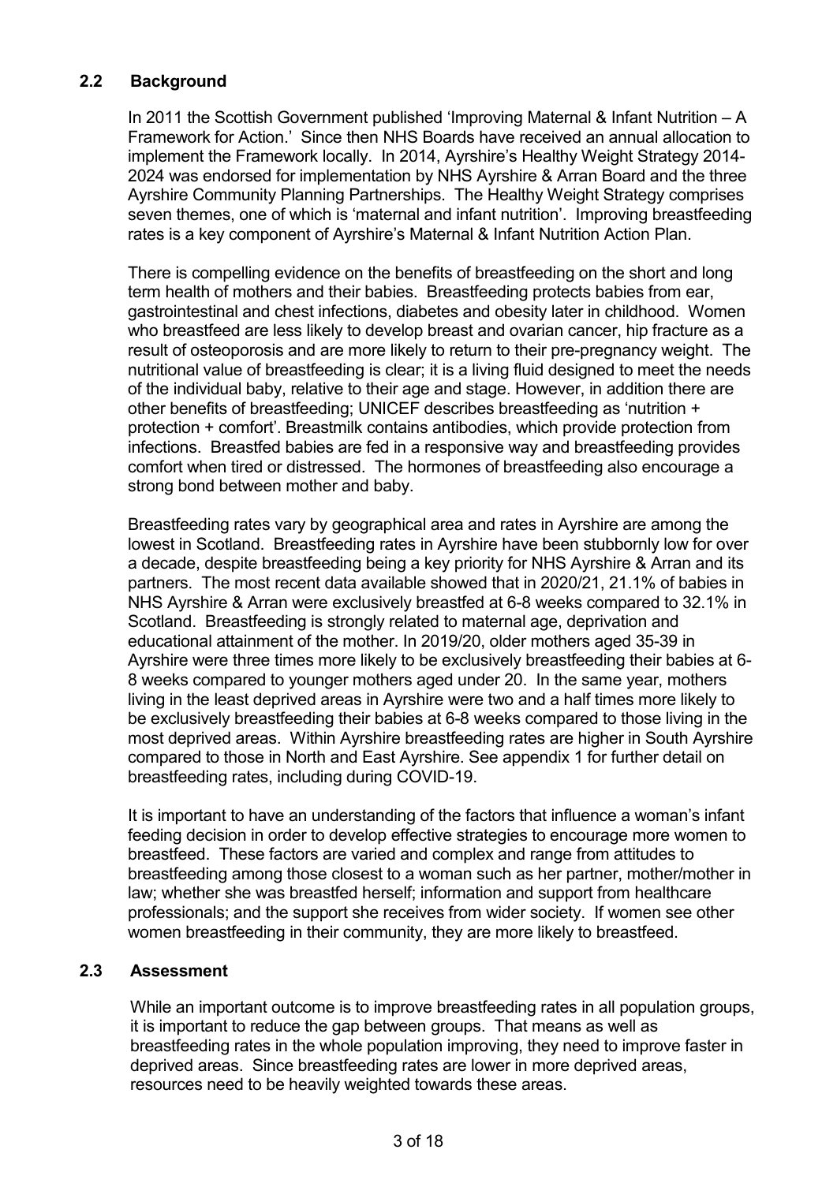## 2.2 Background

In 2011 the Scottish Government published 'Improving Maternal & Infant Nutrition – A Framework for Action.' Since then NHS Boards have received an annual allocation to implement the Framework locally. In 2014, Ayrshire's Healthy Weight Strategy 2014-2024 was endorsed for implementation by NHS Ayrshire & Arran Board and the three Ayrshire Community Planning Partnerships. The Healthy Weight Strategy comprises seven themes, one of which is 'maternal and infant nutrition'. Improving breastfeeding rates is a key component of Ayrshire's Maternal & Infant Nutrition Action Plan.

There is compelling evidence on the benefits of breastfeeding on the short and long term health of mothers and their babies. Breastfeeding protects babies from ear, gastrointestinal and chest infections, diabetes and obesity later in childhood. Women who breastfeed are less likely to develop breast and ovarian cancer, hip fracture as a result of osteoporosis and are more likely to return to their pre-pregnancy weight. The nutritional value of breastfeeding is clear; it is a living fluid designed to meet the needs of the individual baby, relative to their age and stage. However, in addition there are other benefits of breastfeeding; UNICEF describes breastfeeding as 'nutrition + protection + comfort'. Breastmilk contains antibodies, which provide protection from infections. Breastfed babies are fed in a responsive way and breastfeeding provides comfort when tired or distressed. The hormones of breastfeeding also encourage a strong bond between mother and baby.

Breastfeeding rates vary by geographical area and rates in Ayrshire are among the lowest in Scotland. Breastfeeding rates in Ayrshire have been stubbornly low for over a decade, despite breastfeeding being a key priority for NHS Ayrshire & Arran and its partners. The most recent data available showed that in 2020/21, 21.1% of babies in NHS Ayrshire & Arran were exclusively breastfed at 6-8 weeks compared to 32.1% in Scotland. Breastfeeding is strongly related to maternal age, deprivation and educational attainment of the mother. In 2019/20, older mothers aged 35-39 in Ayrshire were three times more likely to be exclusively breastfeeding their babies at 6-8 weeks compared to younger mothers aged under 20. In the same year, mothers living in the least deprived areas in Ayrshire were two and a half times more likely to be exclusively breastfeeding their babies at 6-8 weeks compared to those living in the most deprived areas. Within Ayrshire breastfeeding rates are higher in South Ayrshire compared to those in North and East Ayrshire. See appendix 1 for further detail on breastfeeding rates, including during COVID-19.

It is important to have an understanding of the factors that influence a woman's infant feeding decision in order to develop effective strategies to encourage more women to breastfeed. These factors are varied and complex and range from attitudes to breastfeeding among those closest to a woman such as her partner, mother/mother in law; whether she was breastfed herself; information and support from healthcare professionals; and the support she receives from wider society. If women see other women breastfeeding in their community, they are more likely to breastfeed.

## 2.3 Assessment

While an important outcome is to improve breastfeeding rates in all population groups, it is important to reduce the gap between groups. That means as well as breastfeeding rates in the whole population improving, they need to improve faster in deprived areas. Since breastfeeding rates are lower in more deprived areas, resources need to be heavily weighted towards these areas.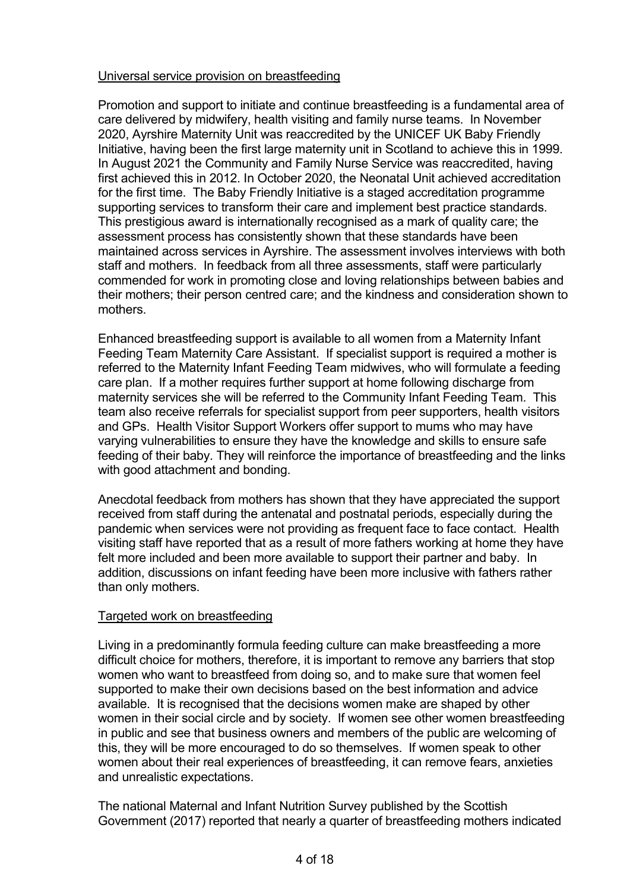Universal service provision on breastfeeding

Promotion and support to initiate and continue breastfeeding is a fundamental area of care delivered by midwifery, health visiting and family nurse teams. In November 2020, Ayrshire Maternity Unit was reaccredited by the UNICEF UK Baby Friendly Initiative, having been the first large maternity unit in Scotland to achieve this in 1999. In August 2021 the Community and Family Nurse Service was reaccredited, having first achieved this in 2012. In October 2020, the Neonatal Unit achieved accreditation for the first time. The Baby Friendly Initiative is a staged accreditation programme supporting services to transform their care and implement best practice standards. This prestigious award is internationally recognised as a mark of quality care; the assessment process has consistently shown that these standards have been maintained across services in Ayrshire. The assessment involves interviews with both staff and mothers. In feedback from all three assessments, staff were particularly commended for work in promoting close and loving relationships between babies and their mothers; their person centred care; and the kindness and consideration shown to mothers.

Enhanced breastfeeding support is available to all women from a Maternity Infant Feeding Team Maternity Care Assistant. If specialist support is required a mother is referred to the Maternity Infant Feeding Team midwives, who will formulate a feeding care plan. If a mother requires further support at home following discharge from maternity services she will be referred to the Community Infant Feeding Team. This team also receive referrals for specialist support from peer supporters, health visitors and GPs. Health Visitor Support Workers offer support to mums who may have varying vulnerabilities to ensure they have the knowledge and skills to ensure safe feeding of their baby. They will reinforce the importance of breastfeeding and the links with good attachment and bonding.

Anecdotal feedback from mothers has shown that they have appreciated the support received from staff during the antenatal and postnatal periods, especially during the pandemic when services were not providing as frequent face to face contact. Health visiting staff have reported that as a result of more fathers working at home they have felt more included and been more available to support their partner and baby. In addition, discussions on infant feeding have been more inclusive with fathers rather than only mothers.

Targeted work on breastfeeding

Living in a predominantly formula feeding culture can make breastfeeding a more difficult choice for mothers, therefore, it is important to remove any barriers that stop women who want to breastfeed from doing so, and to make sure that women feel supported to make their own decisions based on the best information and advice available. It is recognised that the decisions women make are shaped by other women in their social circle and by society. If women see other women breastfeeding in public and see that business owners and members of the public are welcoming of this, they will be more encouraged to do so themselves. If women speak to other women about their real experiences of breastfeeding, it can remove fears, anxieties and unrealistic expectations.

The national Maternal and Infant Nutrition Survey published by the Scottish Government (2017) reported that nearly a quarter of breastfeeding mothers indicated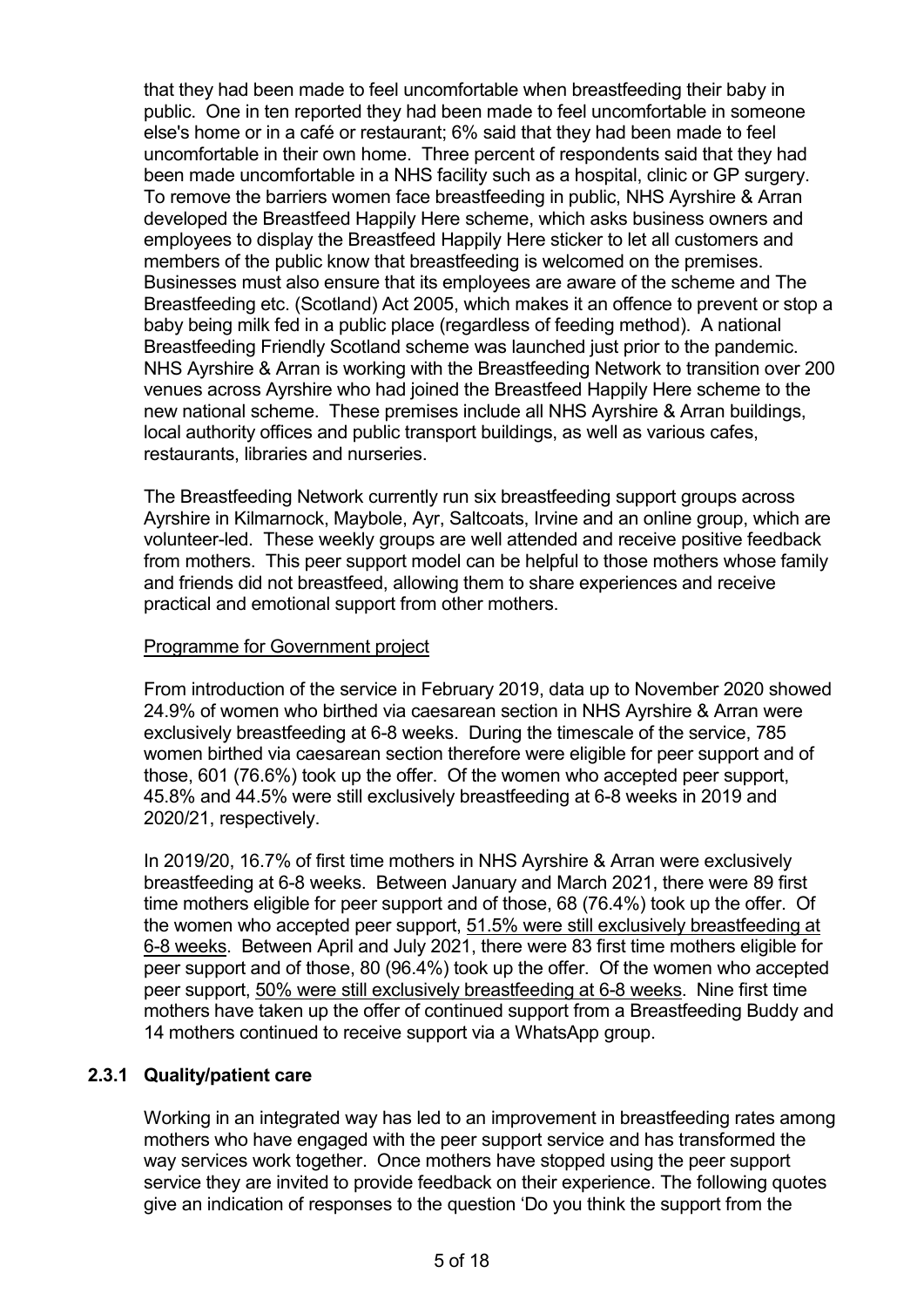that they had been made to feel uncomfortable when breastfeeding their baby in public. One in ten reported they had been made to feel uncomfortable in someone else's home or in a café or restaurant; 6% said that they had been made to feel uncomfortable in their own home. Three percent of respondents said that they had been made uncomfortable in a NHS facility such as a hospital, clinic or GP surgery. To remove the barriers women face breastfeeding in public, NHS Ayrshire & Arran developed the Breastfeed Happily Here scheme, which asks business owners and employees to display the Breastfeed Happily Here sticker to let all customers and members of the public know that breastfeeding is welcomed on the premises. Businesses must also ensure that its employees are aware of the scheme and The Breastfeeding etc. (Scotland) Act 2005, which makes it an offence to prevent or stop a baby being milk fed in a public place (regardless of feeding method). A national Breastfeeding Friendly Scotland scheme was launched just prior to the pandemic. NHS Ayrshire & Arran is working with the Breastfeeding Network to transition over 200 venues across Ayrshire who had joined the Breastfeed Happily Here scheme to the new national scheme. These premises include all NHS Ayrshire & Arran buildings, local authority offices and public transport buildings, as well as various cafes, restaurants, libraries and nurseries.

The Breastfeeding Network currently run six breastfeeding support groups across Ayrshire in Kilmarnock, Maybole, Ayr, Saltcoats, Irvine and an online group, which are volunteer-led. These weekly groups are well attended and receive positive feedback from mothers. This peer support model can be helpful to those mothers whose family and friends did not breastfeed, allowing them to share experiences and receive practical and emotional support from other mothers.

<u>Programme for Government project</u>

From introduction of the service in February 2019, data up to November 2020 showed 24.9% of women who birthed via caesarean section in NHS Ayrshire & Arran were exclusively breastfeeding at 6-8 weeks. During the timescale of the service, 785 women birthed via caesarean section therefore were eligible for peer support and of those, 601 (76.6%) took up the offer. Of the women who accepted peer support, 45.8% and 44.5% were still exclusively breastfeeding at 6-8 weeks in 2019 and 2020/21, respectively.

In 2019/20, 16.7% of first time mothers in NHS Ayrshire & Arran were exclusively breastfeeding at 6-8 weeks. Between January and March 2021, there were 89 first time mothers eligible for peer support and of those, 68 (76.4%) took up the offer. Of the women who accepted peer support, <u>51.5% were still exclusively breastfeeding at 6-8 weeks</u>. Between April and July 2021, there were 83 first time mothers eligible for peer support and of those, 80 (96.4%) took up the offer. Of the women who accepted peer support, <u>50% were still exclusively breastfeeding at 6-8 weeks</u>. Nine first time mothers have taken up the offer of continued support from a Breastfeeding Buddy and 14 mothers continued to receive support via a WhatsApp group.

### 2.3.1 Quality/patient care

Working in an integrated way has led to an improvement in breastfeeding rates among mothers who have engaged with the peer support service and has transformed the way services work together. Once mothers have stopped using the peer support service they are invited to provide feedback on their experience. The following quotes give an indication of responses to the question 'Do you think the support from the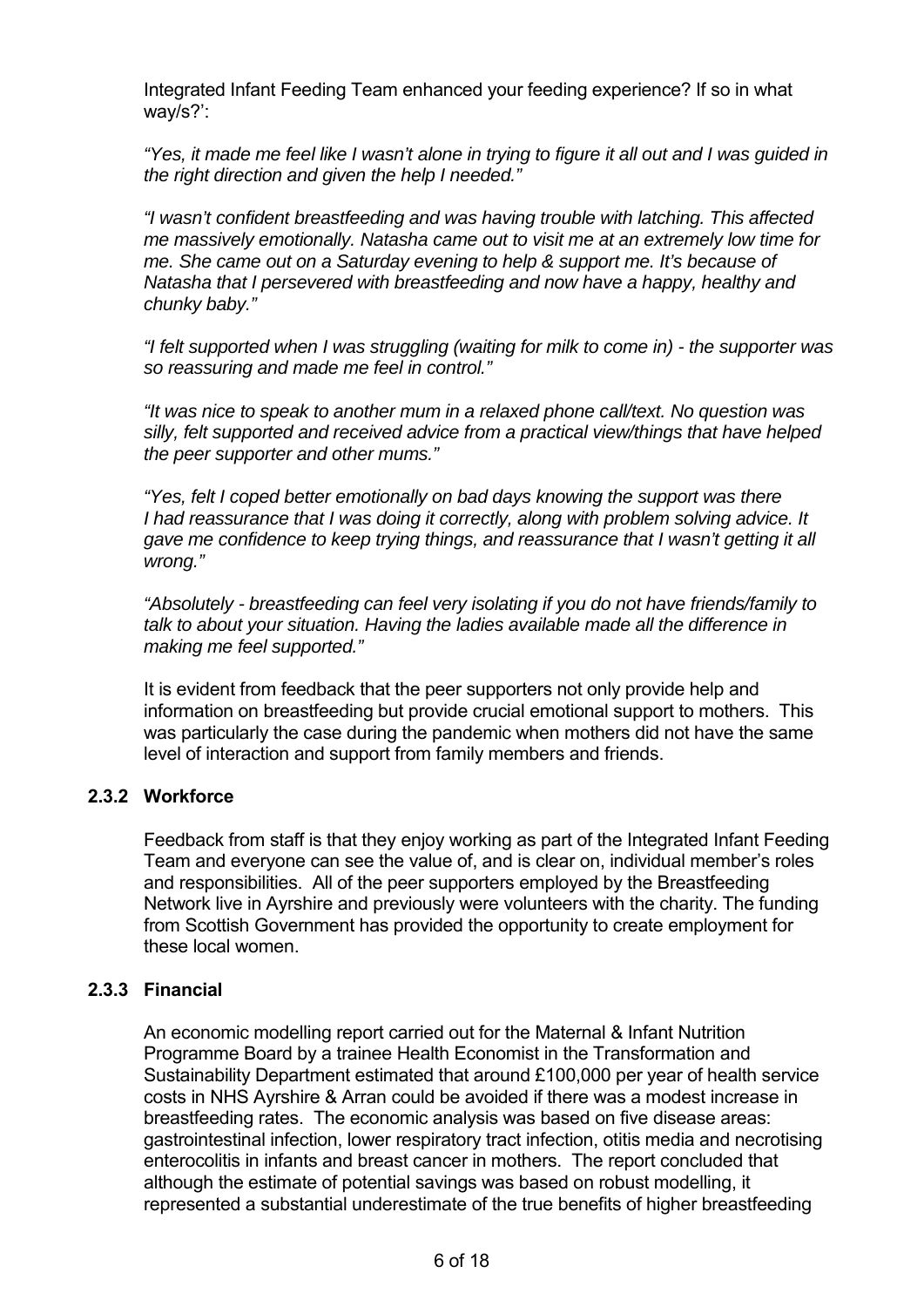Integrated Infant Feeding Team enhanced your feeding experience? If so in what way/s?':

*"Yes, it made me feel like I wasn't alone in trying to figure it all out and I was guided in the right direction and given the help I needed."*

*"I wasn't confident breastfeeding and was having trouble with latching. This affected me massively emotionally. Natasha came out to visit me at an extremely low time for me. She came out on a Saturday evening to help & support me. It's because of Natasha that I persevered with breastfeeding and now have a happy, healthy and chunky baby."*

*"I felt supported when I was struggling (waiting for milk to come in) - the supporter was so reassuring and made me feel in control."*

*"It was nice to speak to another mum in a relaxed phone call/text. No question was silly, felt supported and received advice from a practical view/things that have helped the peer supporter and other mums."*

*"Yes, felt I coped better emotionally on bad days knowing the support was there I had reassurance that I was doing it correctly, along with problem solving advice. It gave me confidence to keep trying things, and reassurance that I wasn't getting it all wrong."*

*"Absolutely - breastfeeding can feel very isolating if you do not have friends/family to talk to about your situation. Having the ladies available made all the difference in making me feel supported."*

It is evident from feedback that the peer supporters not only provide help and information on breastfeeding but provide crucial emotional support to mothers. This was particularly the case during the pandemic when mothers did not have the same level of interaction and support from family members and friends.

### 2.3.2 Workforce

Feedback from staff is that they enjoy working as part of the Integrated Infant Feeding Team and everyone can see the value of, and is clear on, individual member's roles and responsibilities. All of the peer supporters employed by the Breastfeeding Network live in Ayrshire and previously were volunteers with the charity. The funding from Scottish Government has provided the opportunity to create employment for these local women.

### 2.3.3 Financial

An economic modelling report carried out for the Maternal & Infant Nutrition Programme Board by a trainee Health Economist in the Transformation and Sustainability Department estimated that around £100,000 per year of health service costs in NHS Ayrshire & Arran could be avoided if there was a modest increase in breastfeeding rates. The economic analysis was based on five disease areas: gastrointestinal infection, lower respiratory tract infection, otitis media and necrotising enterocolitis in infants and breast cancer in mothers. The report concluded that although the estimate of potential savings was based on robust modelling, it represented a substantial underestimate of the true benefits of higher breastfeeding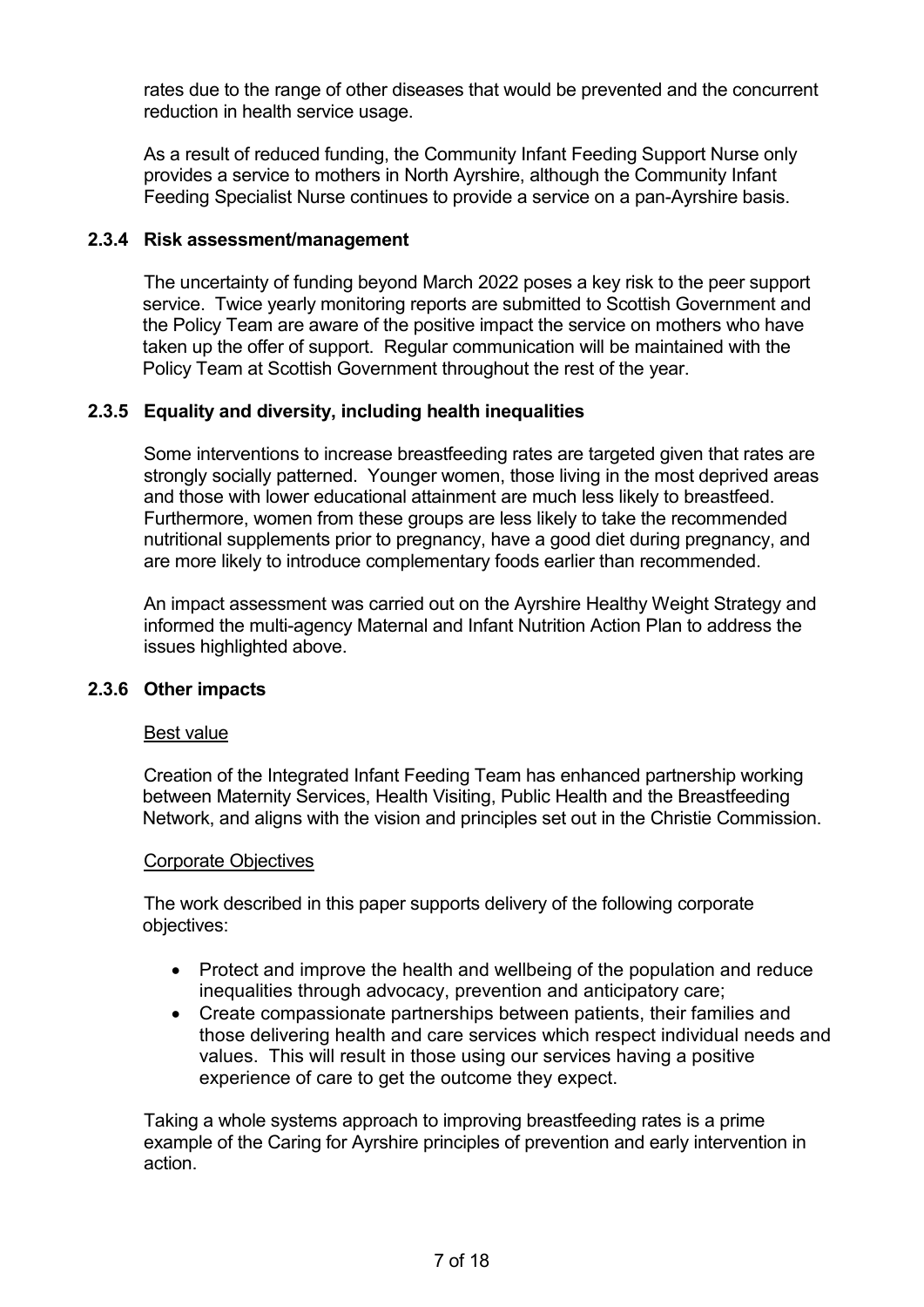rates due to the range of other diseases that would be prevented and the concurrent reduction in health service usage.

As a result of reduced funding, the Community Infant Feeding Support Nurse only provides a service to mothers in North Ayrshire, although the Community Infant Feeding Specialist Nurse continues to provide a service on a pan-Ayrshire basis.

### 2.3.4 Risk assessment/management

The uncertainty of funding beyond March 2022 poses a key risk to the peer support service. Twice yearly monitoring reports are submitted to Scottish Government and the Policy Team are aware of the positive impact the service on mothers who have taken up the offer of support. Regular communication will be maintained with the Policy Team at Scottish Government throughout the rest of the year.

### 2.3.5 Equality and diversity, including health inequalities

Some interventions to increase breastfeeding rates are targeted given that rates are strongly socially patterned. Younger women, those living in the most deprived areas and those with lower educational attainment are much less likely to breastfeed. Furthermore, women from these groups are less likely to take the recommended nutritional supplements prior to pregnancy, have a good diet during pregnancy, and are more likely to introduce complementary foods earlier than recommended.

An impact assessment was carried out on the Ayrshire Healthy Weight Strategy and informed the multi-agency Maternal and Infant Nutrition Action Plan to address the issues highlighted above.

### 2.3.6 Other impacts

<u>Best value</u>

Creation of the Integrated Infant Feeding Team has enhanced partnership working between Maternity Services, Health Visiting, Public Health and the Breastfeeding Network, and aligns with the vision and principles set out in the Christie Commission.

<u>Corporate Objectives</u>

The work described in this paper supports delivery of the following corporate objectives:

- Protect and improve the health and wellbeing of the population and reduce inequalities through advocacy, prevention and anticipatory care;
- Create compassionate partnerships between patients, their families and those delivering health and care services which respect individual needs and values. This will result in those using our services having a positive experience of care to get the outcome they expect.

Taking a whole systems approach to improving breastfeeding rates is a prime example of the Caring for Ayrshire principles of prevention and early intervention in action.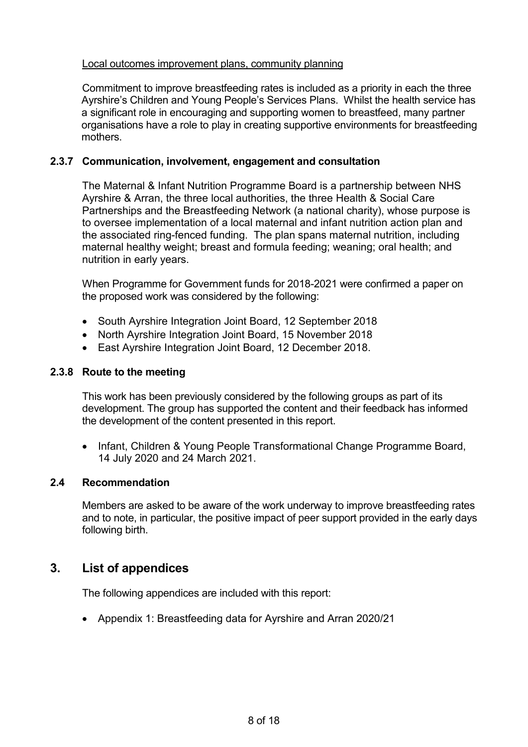Local outcomes improvement plans, community planning

Commitment to improve breastfeeding rates is included as a priority in each the three Ayrshire's Children and Young People's Services Plans. Whilst the health service has a significant role in encouraging and supporting women to breastfeed, many partner organisations have a role to play in creating supportive environments for breastfeeding mothers.

### 2.3.7 Communication, involvement, engagement and consultation

The Maternal & Infant Nutrition Programme Board is a partnership between NHS Ayrshire & Arran, the three local authorities, the three Health & Social Care Partnerships and the Breastfeeding Network (a national charity), whose purpose is to oversee implementation of a local maternal and infant nutrition action plan and the associated ring-fenced funding. The plan spans maternal nutrition, including maternal healthy weight; breast and formula feeding; weaning; oral health; and nutrition in early years.

When Programme for Government funds for 2018-2021 were confirmed a paper on the proposed work was considered by the following:

- South Ayrshire Integration Joint Board, 12 September 2018
- North Ayrshire Integration Joint Board, 15 November 2018
- East Ayrshire Integration Joint Board, 12 December 2018.

### 2.3.8 Route to the meeting

This work has been previously considered by the following groups as part of its development. The group has supported the content and their feedback has informed the development of the content presented in this report.

- Infant, Children & Young People Transformational Change Programme Board, 14 July 2020 and 24 March 2021.

### 2.4 Recommendation

Members are asked to be aware of the work underway to improve breastfeeding rates and to note, in particular, the positive impact of peer support provided in the early days following birth.

## 3. List of appendices

The following appendices are included with this report:

- Appendix 1: Breastfeeding data for Ayrshire and Arran 2020/21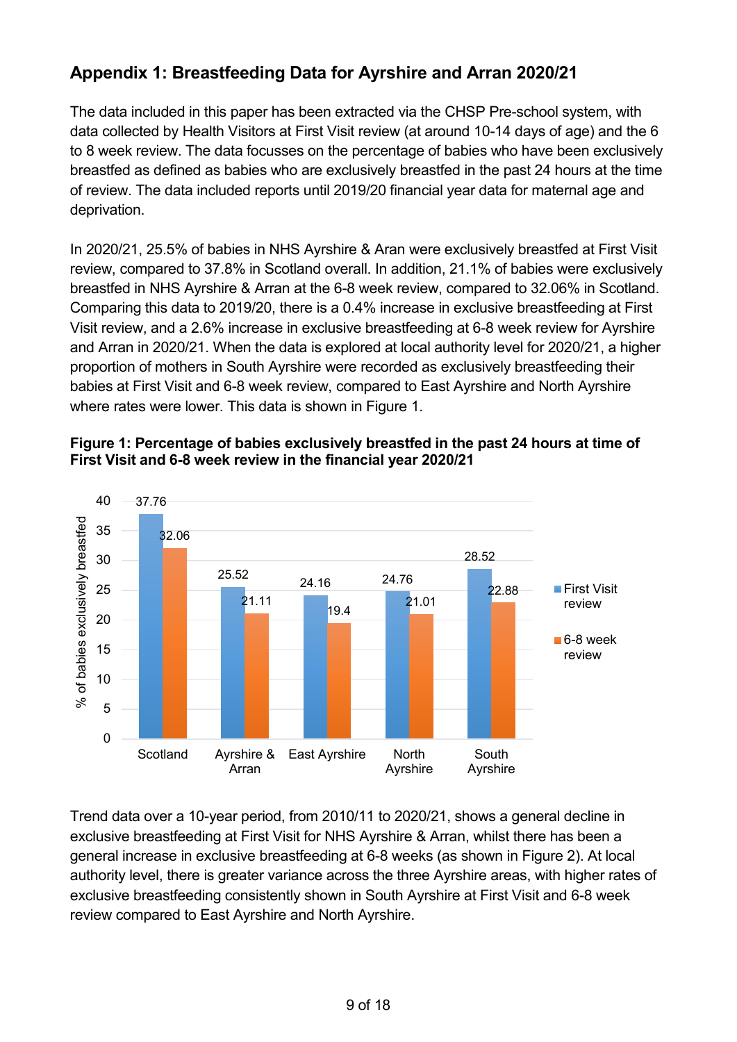## Appendix 1: Breastfeeding Data for Ayrshire and Arran 2020/21

The data included in this paper has been extracted via the CHSP Pre-school system, with data collected by Health Visitors at First Visit review (at around 10-14 days of age) and the 6 to 8 week review. The data focusses on the percentage of babies who have been exclusively breastfed as defined as babies who are exclusively breastfed in the past 24 hours at the time of review. The data included reports until 2019/20 financial year data for maternal age and deprivation.

In 2020/21, 25.5% of babies in NHS Ayrshire & Aran were exclusively breastfed at First Visit review, compared to 37.8% in Scotland overall. In addition, 21.1% of babies were exclusively breastfed in NHS Ayrshire & Arran at the 6-8 week review, compared to 32.06% in Scotland. Comparing this data to 2019/20, there is a 0.4% increase in exclusive breastfeeding at First Visit review, and a 2.6% increase in exclusive breastfeeding at 6-8 week review for Ayrshire and Arran in 2020/21. When the data is explored at local authority level for 2020/21, a higher proportion of mothers in South Ayrshire were recorded as exclusively breastfeeding their babies at First Visit and 6-8 week review, compared to East Ayrshire and North Ayrshire where rates were lower. This data is shown in Figure 1.

**Figure 1: Percentage of babies exclusively breastfed in the past 24 hours at time of First Visit and 6-8 week review in the financial year 2020/21**

| % of babies exclusively breastfed | First Visit review | 6-8 week review |
|---|---|---|
| Scotland | 37.76 | 32.06 |
| Ayrshire & Arran | 25.52 | 21.11 |
| East Ayrshire | 24.16 | 19.4 |
| North Ayrshire | 24.76 | 21.01 |
| South Ayrshire | 28.52 | 22.88 |

Trend data over a 10-year period, from 2010/11 to 2020/21, shows a general decline in exclusive breastfeeding at First Visit for NHS Ayrshire & Arran, whilst there has been a general increase in exclusive breastfeeding at 6-8 weeks (as shown in Figure 2). At local authority level, there is greater variance across the three Ayrshire areas, with higher rates of exclusive breastfeeding consistently shown in South Ayrshire at First Visit and 6-8 week review compared to East Ayrshire and North Ayrshire.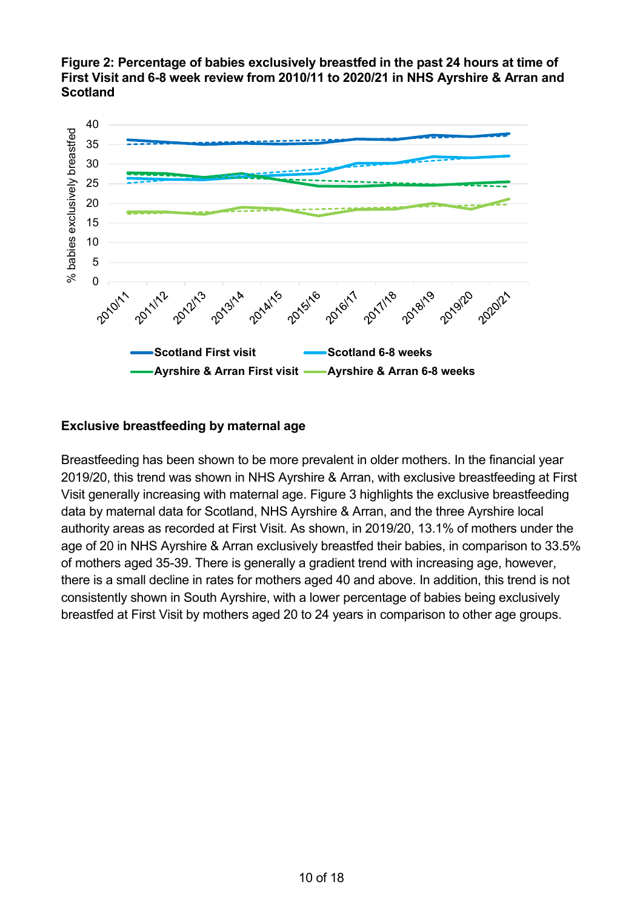**Figure 2: Percentage of babies exclusively breastfed in the past 24 hours at time of First Visit and 6-8 week review from 2010/11 to 2020/21 in NHS Ayrshire & Arran and Scotland**

### Exclusive breastfeeding by maternal age

Breastfeeding has been shown to be more prevalent in older mothers. In the financial year 2019/20, this trend was shown in NHS Ayrshire & Arran, with exclusive breastfeeding at First Visit generally increasing with maternal age. Figure 3 highlights the exclusive breastfeeding data by maternal data for Scotland, NHS Ayrshire & Arran, and the three Ayrshire local authority areas as recorded at First Visit. As shown, in 2019/20, 13.1% of mothers under the age of 20 in NHS Ayrshire & Arran exclusively breastfed their babies, in comparison to 33.5% of mothers aged 35-39. There is generally a gradient trend with increasing age, however, there is a small decline in rates for mothers aged 40 and above. In addition, this trend is not consistently shown in South Ayrshire, with a lower percentage of babies being exclusively breastfed at First Visit by mothers aged 20 to 24 years in comparison to other age groups.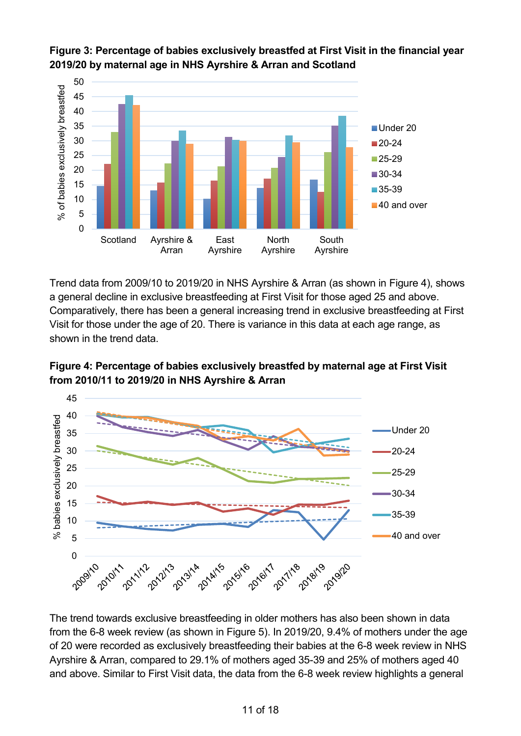**Figure 3: Percentage of babies exclusively breastfed at First Visit in the financial year 2019/20 by maternal age in NHS Ayrshire & Arran and Scotland**

Trend data from 2009/10 to 2019/20 in NHS Ayrshire & Arran (as shown in Figure 4), shows a general decline in exclusive breastfeeding at First Visit for those aged 25 and above. Comparatively, there has been a general increasing trend in exclusive breastfeeding at First Visit for those under the age of 20. There is variance in this data at each age range, as shown in the trend data.

**Figure 4: Percentage of babies exclusively breastfed by maternal age at First Visit from 2010/11 to 2019/20 in NHS Ayrshire & Arran**

The trend towards exclusive breastfeeding in older mothers has also been shown in data from the 6-8 week review (as shown in Figure 5). In 2019/20, 9.4% of mothers under the age of 20 were recorded as exclusively breastfeeding their babies at the 6-8 week review in NHS Ayrshire & Arran, compared to 29.1% of mothers aged 35-39 and 25% of mothers aged 40 and above. Similar to First Visit data, the data from the 6-8 week review highlights a general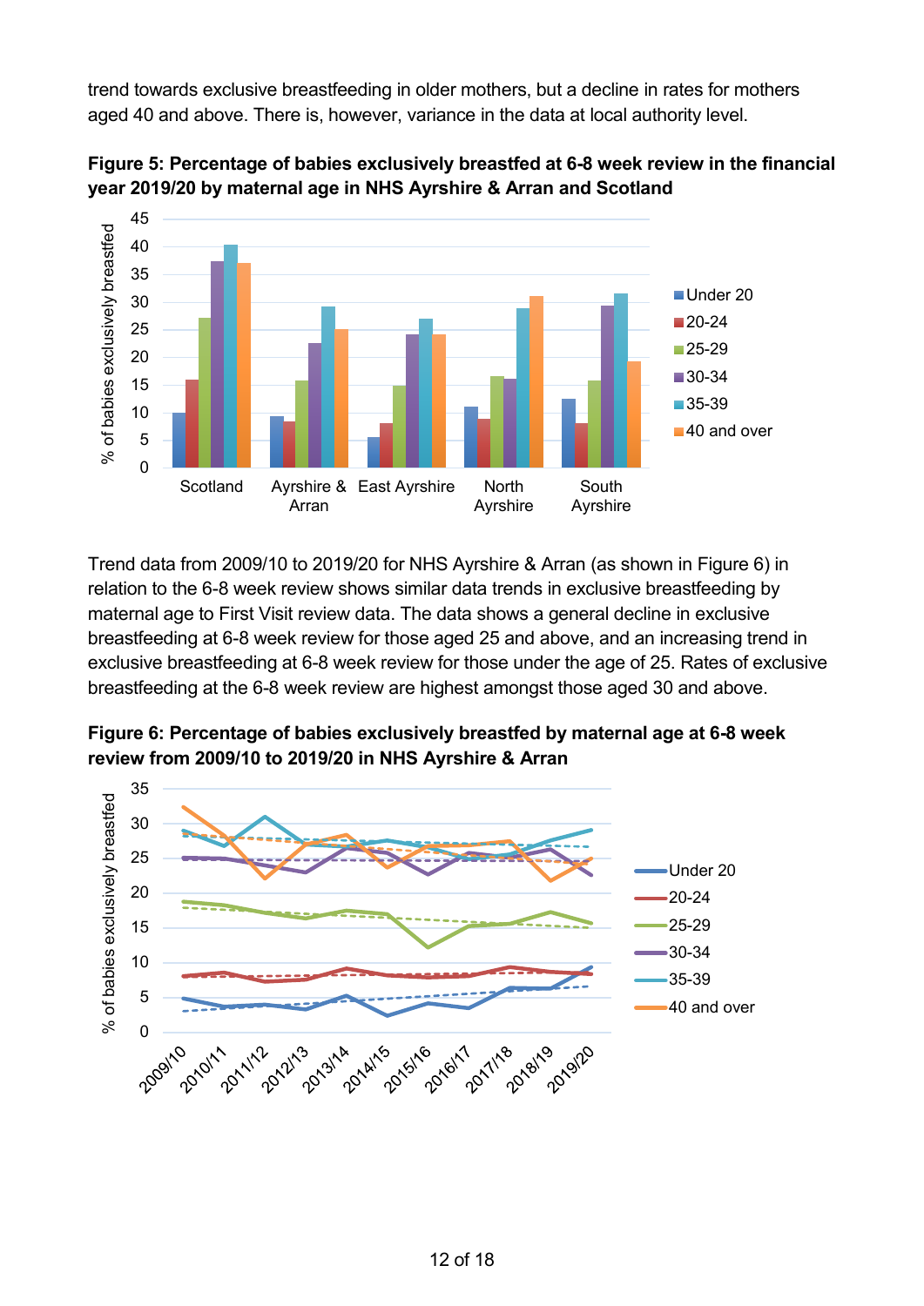trend towards exclusive breastfeeding in older mothers, but a decline in rates for mothers aged 40 and above. There is, however, variance in the data at local authority level.

**Figure 5: Percentage of babies exclusively breastfed at 6-8 week review in the financial year 2019/20 by maternal age in NHS Ayrshire & Arran and Scotland**

Trend data from 2009/10 to 2019/20 for NHS Ayrshire & Arran (as shown in Figure 6) in relation to the 6-8 week review shows similar data trends in exclusive breastfeeding by maternal age to First Visit review data. The data shows a general decline in exclusive breastfeeding at 6-8 week review for those aged 25 and above, and an increasing trend in exclusive breastfeeding at 6-8 week review for those under the age of 25. Rates of exclusive breastfeeding at the 6-8 week review are highest amongst those aged 30 and above.

**Figure 6: Percentage of babies exclusively breastfed by maternal age at 6-8 week review from 2009/10 to 2019/20 in NHS Ayrshire & Arran**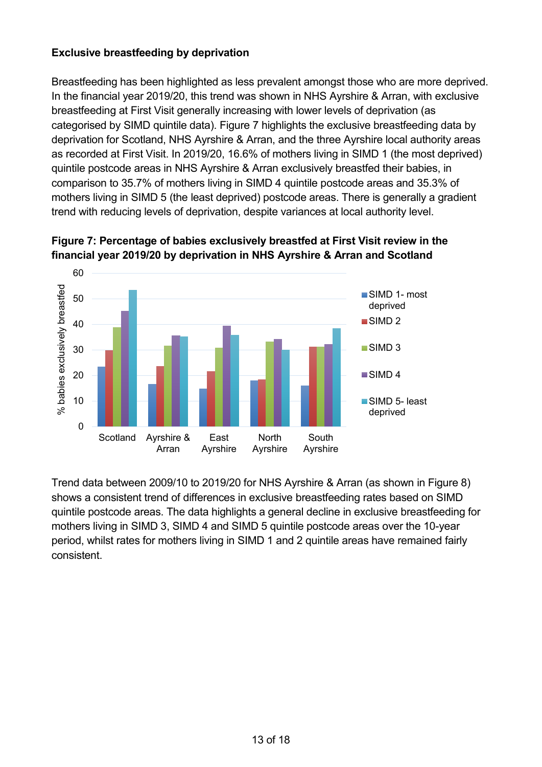**Exclusive breastfeeding by deprivation**

Breastfeeding has been highlighted as less prevalent amongst those who are more deprived. In the financial year 2019/20, this trend was shown in NHS Ayrshire & Arran, with exclusive breastfeeding at First Visit generally increasing with lower levels of deprivation (as categorised by SIMD quintile data). Figure 7 highlights the exclusive breastfeeding data by deprivation for Scotland, NHS Ayrshire & Arran, and the three Ayrshire local authority areas as recorded at First Visit. In 2019/20, 16.6% of mothers living in SIMD 1 (the most deprived) quintile postcode areas in NHS Ayrshire & Arran exclusively breastfed their babies, in comparison to 35.7% of mothers living in SIMD 4 quintile postcode areas and 35.3% of mothers living in SIMD 5 (the least deprived) postcode areas. There is generally a gradient trend with reducing levels of deprivation, despite variances at local authority level.

**Figure 7: Percentage of babies exclusively breastfed at First Visit review in the financial year 2019/20 by deprivation in NHS Ayrshire & Arran and Scotland**

Trend data between 2009/10 to 2019/20 for NHS Ayrshire & Arran (as shown in Figure 8) shows a consistent trend of differences in exclusive breastfeeding rates based on SIMD quintile postcode areas. The data highlights a general decline in exclusive breastfeeding for mothers living in SIMD 3, SIMD 4 and SIMD 5 quintile postcode areas over the 10-year period, whilst rates for mothers living in SIMD 1 and 2 quintile areas have remained fairly consistent.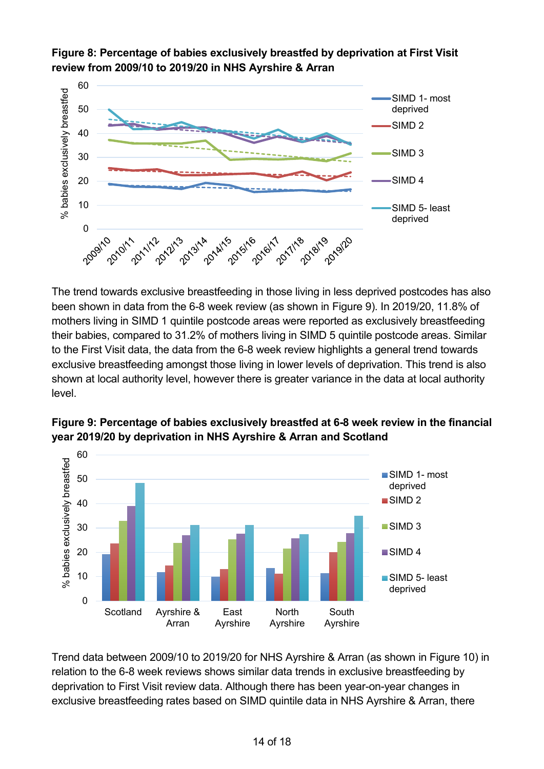**Figure 8: Percentage of babies exclusively breastfed by deprivation at First Visit review from 2009/10 to 2019/20 in NHS Ayrshire & Arran**

The trend towards exclusive breastfeeding in those living in less deprived postcodes has also been shown in data from the 6-8 week review (as shown in Figure 9). In 2019/20, 11.8% of mothers living in SIMD 1 quintile postcode areas were reported as exclusively breastfeeding their babies, compared to 31.2% of mothers living in SIMD 5 quintile postcode areas. Similar to the First Visit data, the data from the 6-8 week review highlights a general trend towards exclusive breastfeeding amongst those living in lower levels of deprivation. This trend is also shown at local authority level, however there is greater variance in the data at local authority level.

**Figure 9: Percentage of babies exclusively breastfed at 6-8 week review in the financial year 2019/20 by deprivation in NHS Ayrshire & Arran and Scotland**

Trend data between 2009/10 to 2019/20 for NHS Ayrshire & Arran (as shown in Figure 10) in relation to the 6-8 week reviews shows similar data trends in exclusive breastfeeding by deprivation to First Visit review data. Although there has been year-on-year changes in exclusive breastfeeding rates based on SIMD quintile data in NHS Ayrshire & Arran, there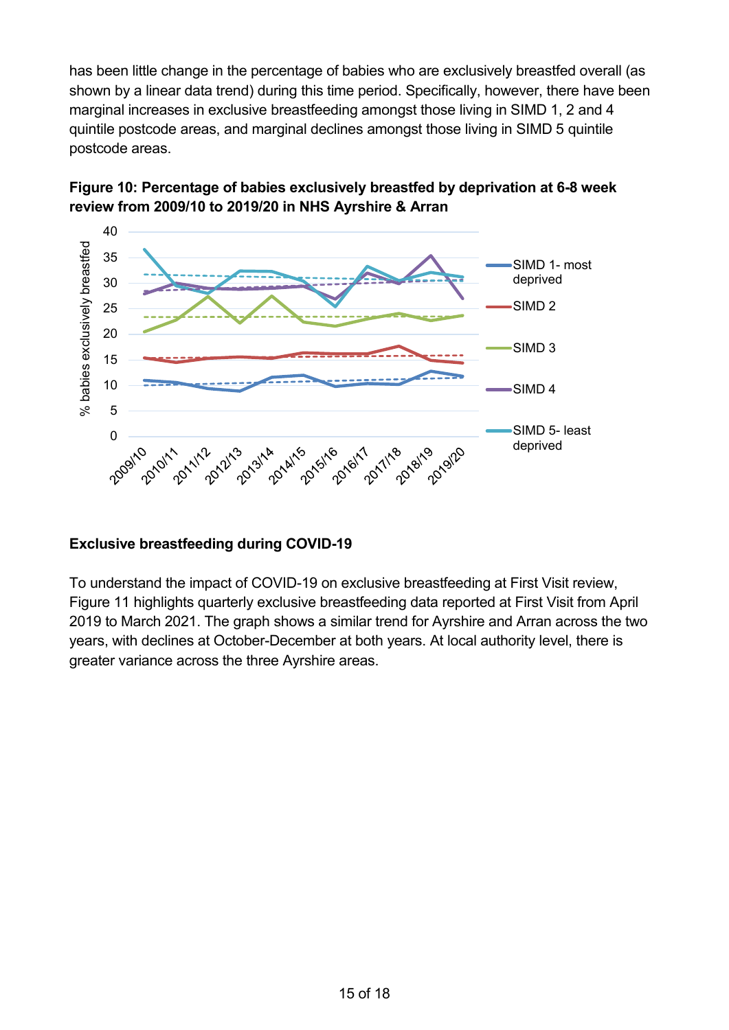has been little change in the percentage of babies who are exclusively breastfed overall (as shown by a linear data trend) during this time period. Specifically, however, there have been marginal increases in exclusive breastfeeding amongst those living in SIMD 1, 2 and 4 quintile postcode areas, and marginal declines amongst those living in SIMD 5 quintile postcode areas.

**Figure 10: Percentage of babies exclusively breastfed by deprivation at 6-8 week review from 2009/10 to 2019/20 in NHS Ayrshire & Arran**

### Exclusive breastfeeding during COVID-19

To understand the impact of COVID-19 on exclusive breastfeeding at First Visit review, Figure 11 highlights quarterly exclusive breastfeeding data reported at First Visit from April 2019 to March 2021. The graph shows a similar trend for Ayrshire and Arran across the two years, with declines at October-December at both years. At local authority level, there is greater variance across the three Ayrshire areas.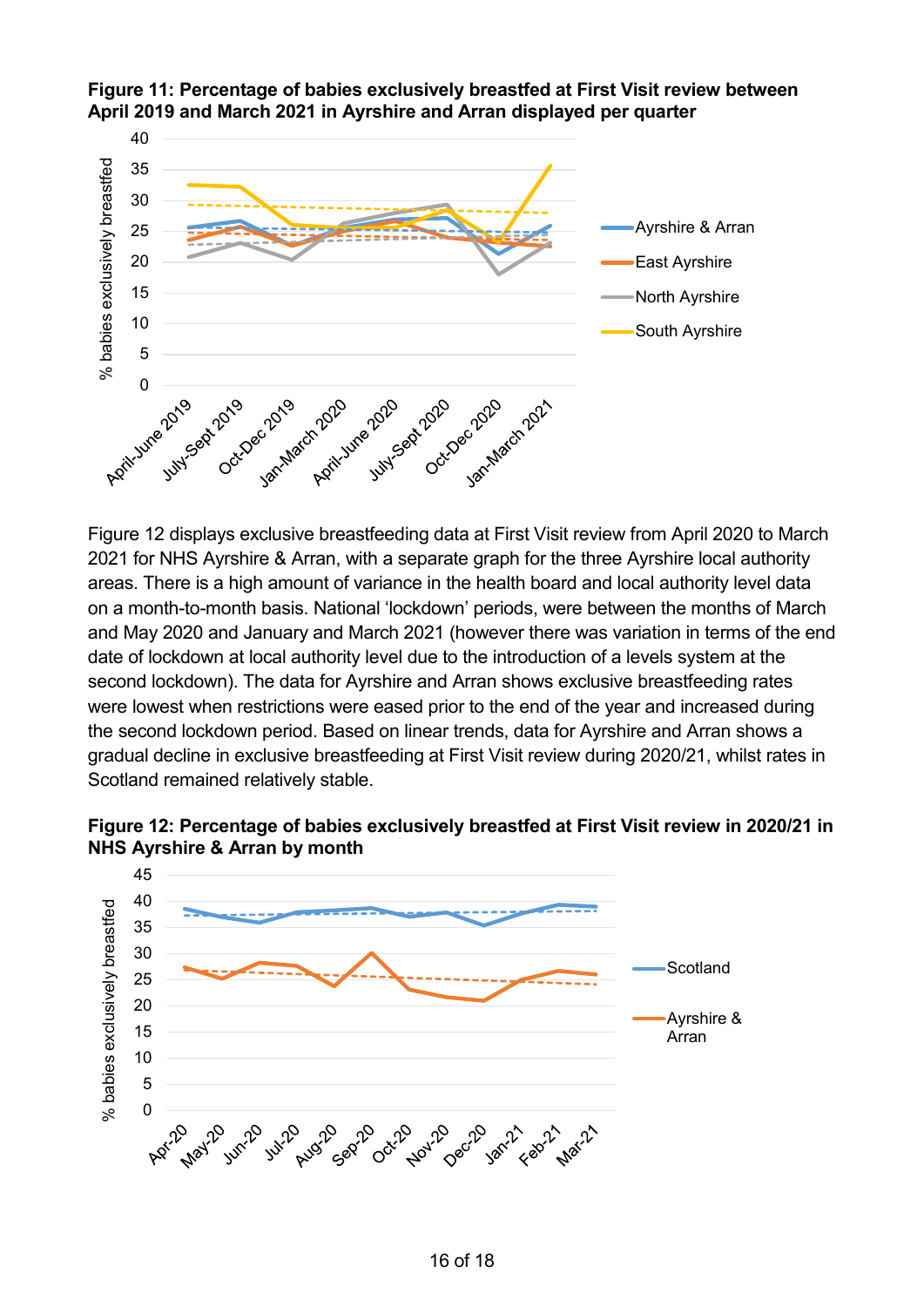**Figure 11: Percentage of babies exclusively breastfed at First Visit review between April 2019 and March 2021 in Ayrshire and Arran displayed per quarter**

Figure 12 displays exclusive breastfeeding data at First Visit review from April 2020 to March 2021 for NHS Ayrshire & Arran, with a separate graph for the three Ayrshire local authority areas. There is a high amount of variance in the health board and local authority level data on a month-to-month basis. National 'lockdown' periods, were between the months of March and May 2020 and January and March 2021 (however there was variation in terms of the end date of lockdown at local authority level due to the introduction of a levels system at the second lockdown). The data for Ayrshire and Arran shows exclusive breastfeeding rates were lowest when restrictions were eased prior to the end of the year and increased during the second lockdown period. Based on linear trends, data for Ayrshire and Arran shows a gradual decline in exclusive breastfeeding at First Visit review during 2020/21, whilst rates in Scotland remained relatively stable.

**Figure 12: Percentage of babies exclusively breastfed at First Visit review in 2020/21 in NHS Ayrshire & Arran by month**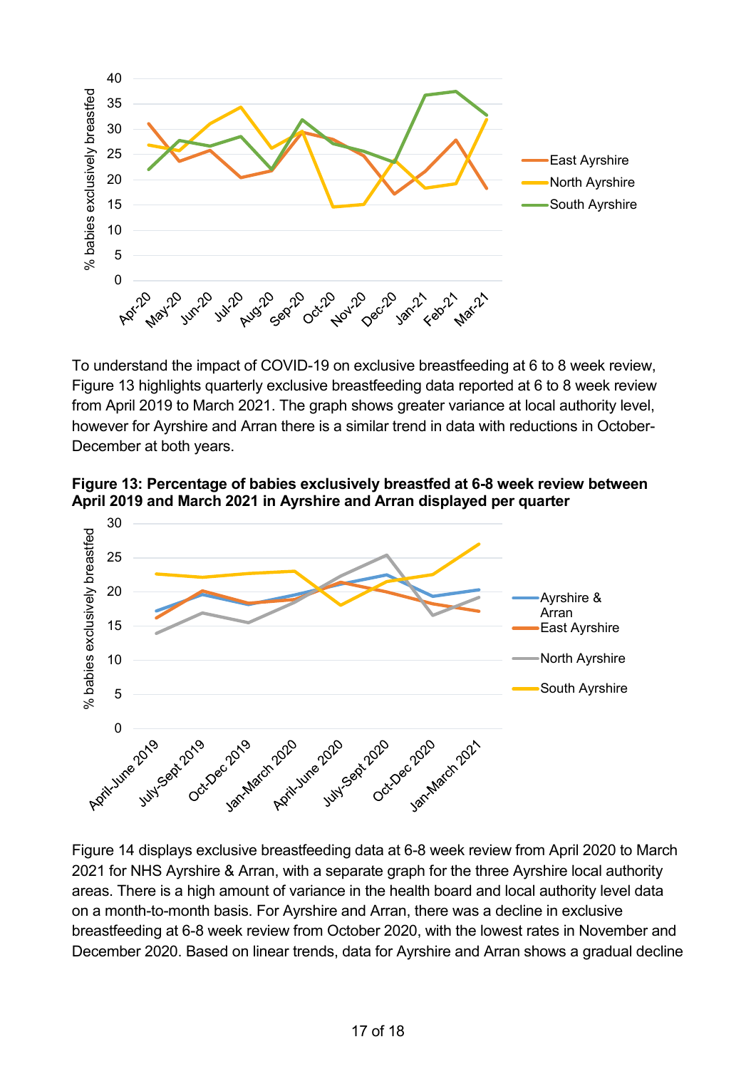To understand the impact of COVID-19 on exclusive breastfeeding at 6 to 8 week review, Figure 13 highlights quarterly exclusive breastfeeding data reported at 6 to 8 week review from April 2019 to March 2021. The graph shows greater variance at local authority level, however for Ayrshire and Arran there is a similar trend in data with reductions in October-December at both years.

**Figure 13: Percentage of babies exclusively breastfed at 6-8 week review between April 2019 and March 2021 in Ayrshire and Arran displayed per quarter**

Figure 14 displays exclusive breastfeeding data at 6-8 week review from April 2020 to March 2021 for NHS Ayrshire & Arran, with a separate graph for the three Ayrshire local authority areas. There is a high amount of variance in the health board and local authority level data on a month-to-month basis. For Ayrshire and Arran, there was a decline in exclusive breastfeeding at 6-8 week review from October 2020, with the lowest rates in November and December 2020. Based on linear trends, data for Ayrshire and Arran shows a gradual decline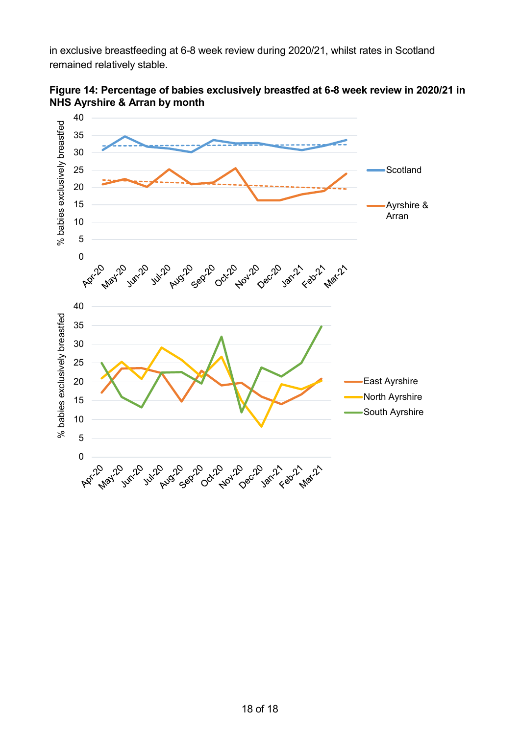in exclusive breastfeeding at 6-8 week review during 2020/21, whilst rates in Scotland remained relatively stable.

**Figure 14: Percentage of babies exclusively breastfed at 6-8 week review in 2020/21 in NHS Ayrshire & Arran by month**

40
35
30
25
20
15
10
5
0

% babies exclusively breastfed

Apr-20 May-20 Jun-20 Jul-20 Aug-20 Sep-20 Oct-20 Nov-20 Dec-20 Jan-21 Feb-21 Mar-21

Scotland
Ayrshire & Arran

40
35
30
25
20
15
10
5
0

% babies exclusively breastfed

Apr-20 May-20 Jun-20 Jul-20 Aug-20 Sep-20 Oct-20 Nov-20 Dec-20 Jan-21 Feb-21 Mar-21

East Ayrshire
North Ayrshire
South Ayrshire